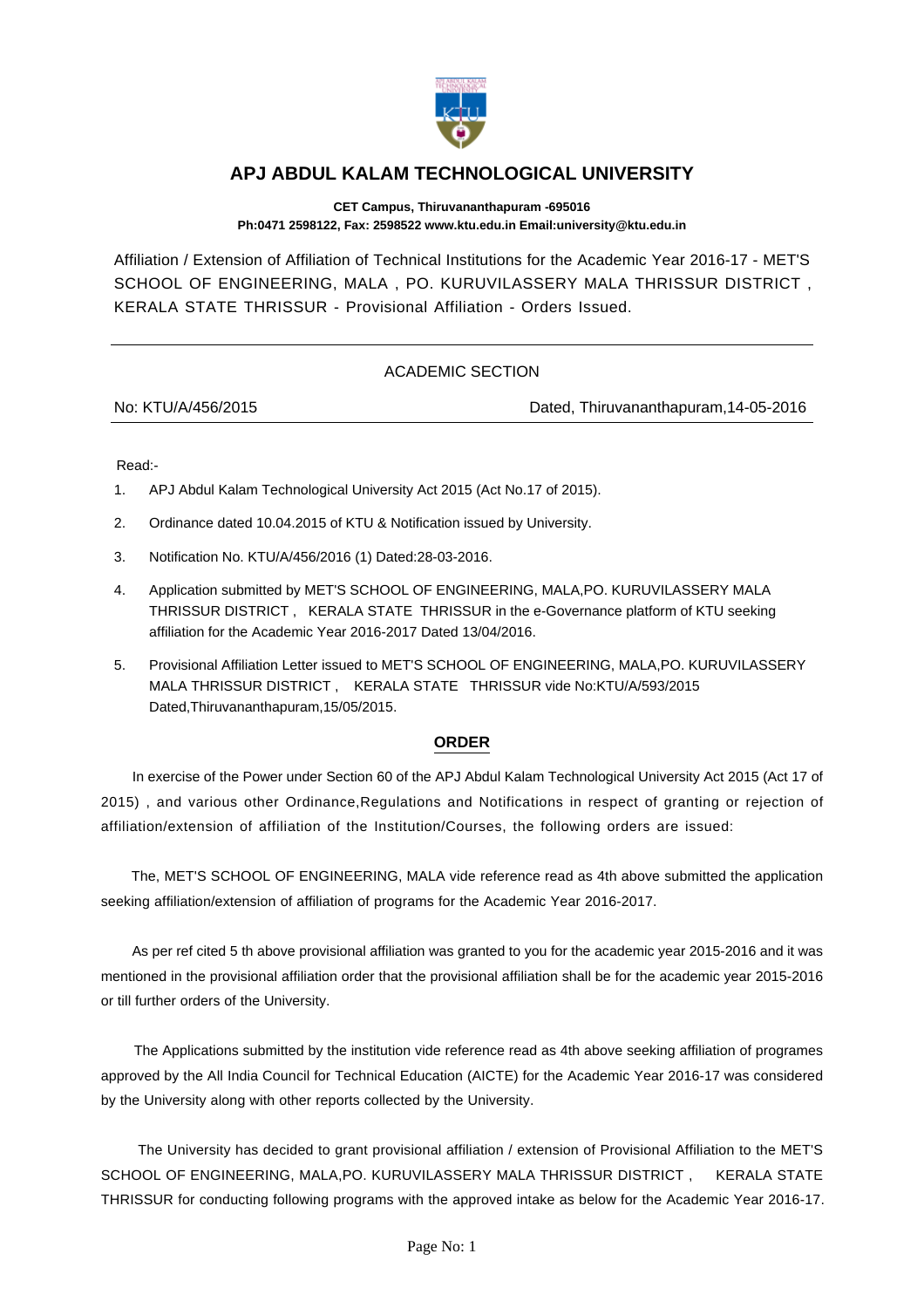# APJ ABDUL KALAM TECHNOLOGICAL UNIVERSITY

**CET Campus, Thiruvananthapuram -695016**
**Ph:0471 2598122, Fax: 2598522 www.ktu.edu.in Email:university@ktu.edu.in**

Affiliation / Extension of Affiliation of Technical Institutions for the Academic Year 2016-17 - MET'S SCHOOL OF ENGINEERING, MALA , PO. KURUVILASSERY MALA THRISSUR DISTRICT , KERALA STATE THRISSUR - Provisional Affiliation - Orders Issued.

---

ACADEMIC SECTION

No: KTU/A/456/2015 — Dated, Thiruvananthapuram,14-05-2016

---

Read:-

1. APJ Abdul Kalam Technological University Act 2015 (Act No.17 of 2015).
2. Ordinance dated 10.04.2015 of KTU & Notification issued by University.
3. Notification No. KTU/A/456/2016 (1) Dated:28-03-2016.
4. Application submitted by MET'S SCHOOL OF ENGINEERING, MALA,PO. KURUVILASSERY MALA THRISSUR DISTRICT , KERALA STATE THRISSUR in the e-Governance platform of KTU seeking affiliation for the Academic Year 2016-2017 Dated 13/04/2016.
5. Provisional Affiliation Letter issued to MET'S SCHOOL OF ENGINEERING, MALA,PO. KURUVILASSERY MALA THRISSUR DISTRICT , KERALA STATE THRISSUR vide No:KTU/A/593/2015 Dated,Thiruvananthapuram,15/05/2015.

## ORDER

In exercise of the Power under Section 60 of the APJ Abdul Kalam Technological University Act 2015 (Act 17 of 2015) , and various other Ordinance,Regulations and Notifications in respect of granting or rejection of affiliation/extension of affiliation of the Institution/Courses, the following orders are issued:

The, MET'S SCHOOL OF ENGINEERING, MALA vide reference read as 4th above submitted the application seeking affiliation/extension of affiliation of programs for the Academic Year 2016-2017.

As per ref cited 5 th above provisional affiliation was granted to you for the academic year 2015-2016 and it was mentioned in the provisional affiliation order that the provisional affiliation shall be for the academic year 2015-2016 or till further orders of the University.

The Applications submitted by the institution vide reference read as 4th above seeking affiliation of programes approved by the All India Council for Technical Education (AICTE) for the Academic Year 2016-17 was considered by the University along with other reports collected by the University.

The University has decided to grant provisional affiliation / extension of Provisional Affiliation to the MET'S SCHOOL OF ENGINEERING, MALA,PO. KURUVILASSERY MALA THRISSUR DISTRICT , KERALA STATE THRISSUR for conducting following programs with the approved intake as below for the Academic Year 2016-17.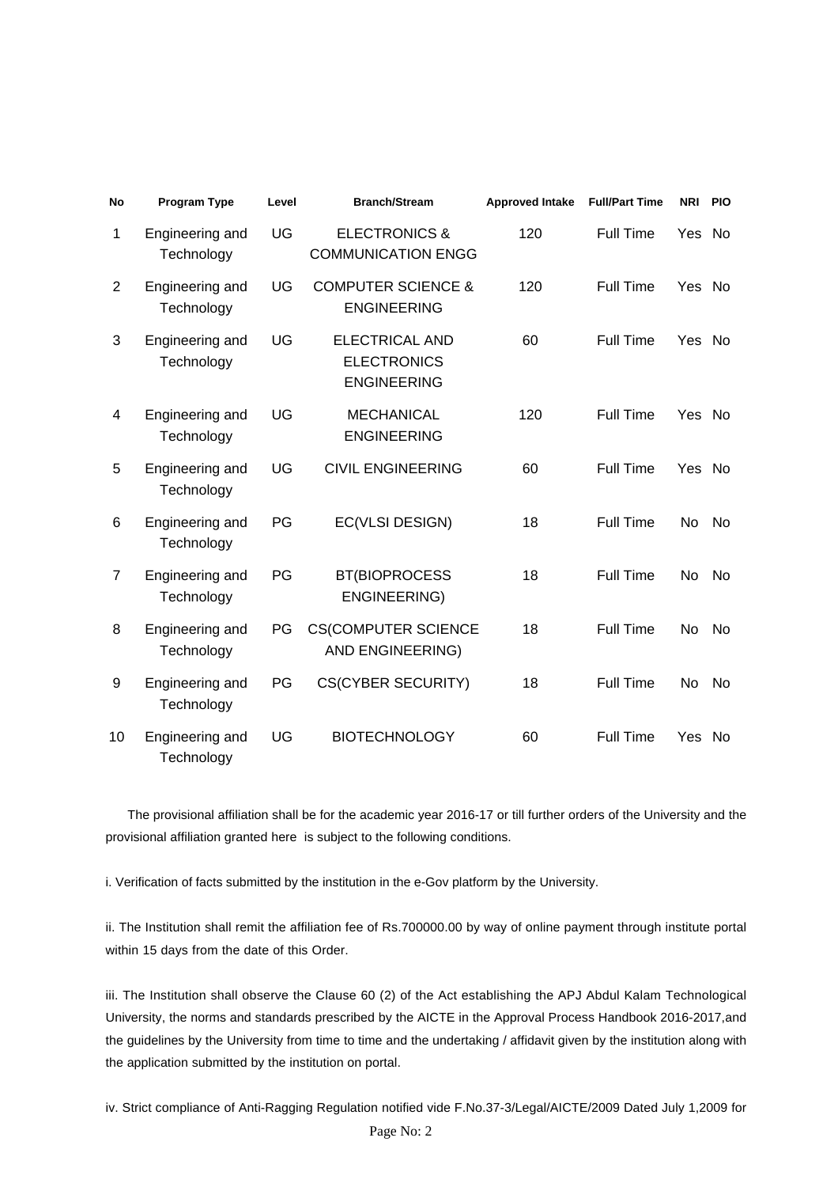| No | Program Type | Level | Branch/Stream | Approved Intake | Full/Part Time | NRI | PIO |
|---|---|---|---|---|---|---|---|
| 1 | Engineering and Technology | UG | ELECTRONICS & COMMUNICATION ENGG | 120 | Full Time | Yes | No |
| 2 | Engineering and Technology | UG | COMPUTER SCIENCE & ENGINEERING | 120 | Full Time | Yes | No |
| 3 | Engineering and Technology | UG | ELECTRICAL AND ELECTRONICS ENGINEERING | 60 | Full Time | Yes | No |
| 4 | Engineering and Technology | UG | MECHANICAL ENGINEERING | 120 | Full Time | Yes | No |
| 5 | Engineering and Technology | UG | CIVIL ENGINEERING | 60 | Full Time | Yes | No |
| 6 | Engineering and Technology | PG | EC(VLSI DESIGN) | 18 | Full Time | No | No |
| 7 | Engineering and Technology | PG | BT(BIOPROCESS ENGINEERING) | 18 | Full Time | No | No |
| 8 | Engineering and Technology | PG | CS(COMPUTER SCIENCE AND ENGINEERING) | 18 | Full Time | No | No |
| 9 | Engineering and Technology | PG | CS(CYBER SECURITY) | 18 | Full Time | No | No |
| 10 | Engineering and Technology | UG | BIOTECHNOLOGY | 60 | Full Time | Yes | No |

The provisional affiliation shall be for the academic year 2016-17 or till further orders of the University and the provisional affiliation granted here is subject to the following conditions.

i. Verification of facts submitted by the institution in the e-Gov platform by the University.

ii. The Institution shall remit the affiliation fee of Rs.700000.00 by way of online payment through institute portal within 15 days from the date of this Order.

iii. The Institution shall observe the Clause 60 (2) of the Act establishing the APJ Abdul Kalam Technological University, the norms and standards prescribed by the AICTE in the Approval Process Handbook 2016-2017,and the guidelines by the University from time to time and the undertaking / affidavit given by the institution along with the application submitted by the institution on portal.

iv. Strict compliance of Anti-Ragging Regulation notified vide F.No.37-3/Legal/AICTE/2009 Dated July 1,2009 for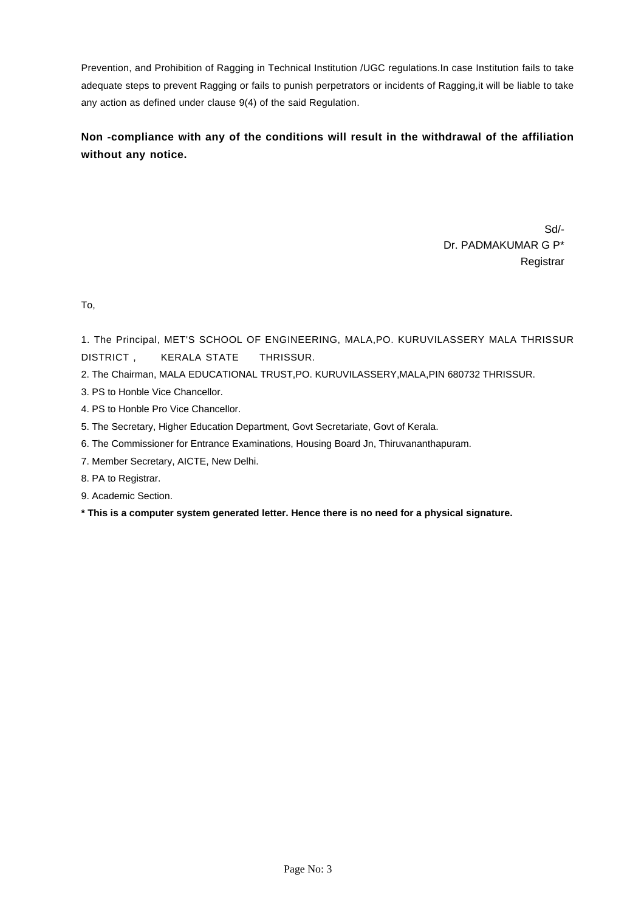Prevention, and Prohibition of Ragging in Technical Institution /UGC regulations.In case Institution fails to take adequate steps to prevent Ragging or fails to punish perpetrators or incidents of Ragging,it will be liable to take any action as defined under clause 9(4) of the said Regulation.

**Non -compliance with any of the conditions will result in the withdrawal of the affiliation without any notice.**

Sd/-
Dr. PADMAKUMAR G P*
Registrar

To,

1. The Principal, MET'S SCHOOL OF ENGINEERING, MALA,PO. KURUVILASSERY MALA THRISSUR DISTRICT , KERALA STATE THRISSUR.
2. The Chairman, MALA EDUCATIONAL TRUST,PO. KURUVILASSERY,MALA,PIN 680732 THRISSUR.
3. PS to Honble Vice Chancellor.
4. PS to Honble Pro Vice Chancellor.
5. The Secretary, Higher Education Department, Govt Secretariate, Govt of Kerala.
6. The Commissioner for Entrance Examinations, Housing Board Jn, Thiruvananthapuram.
7. Member Secretary, AICTE, New Delhi.
8. PA to Registrar.
9. Academic Section.

**\* This is a computer system generated letter. Hence there is no need for a physical signature.**